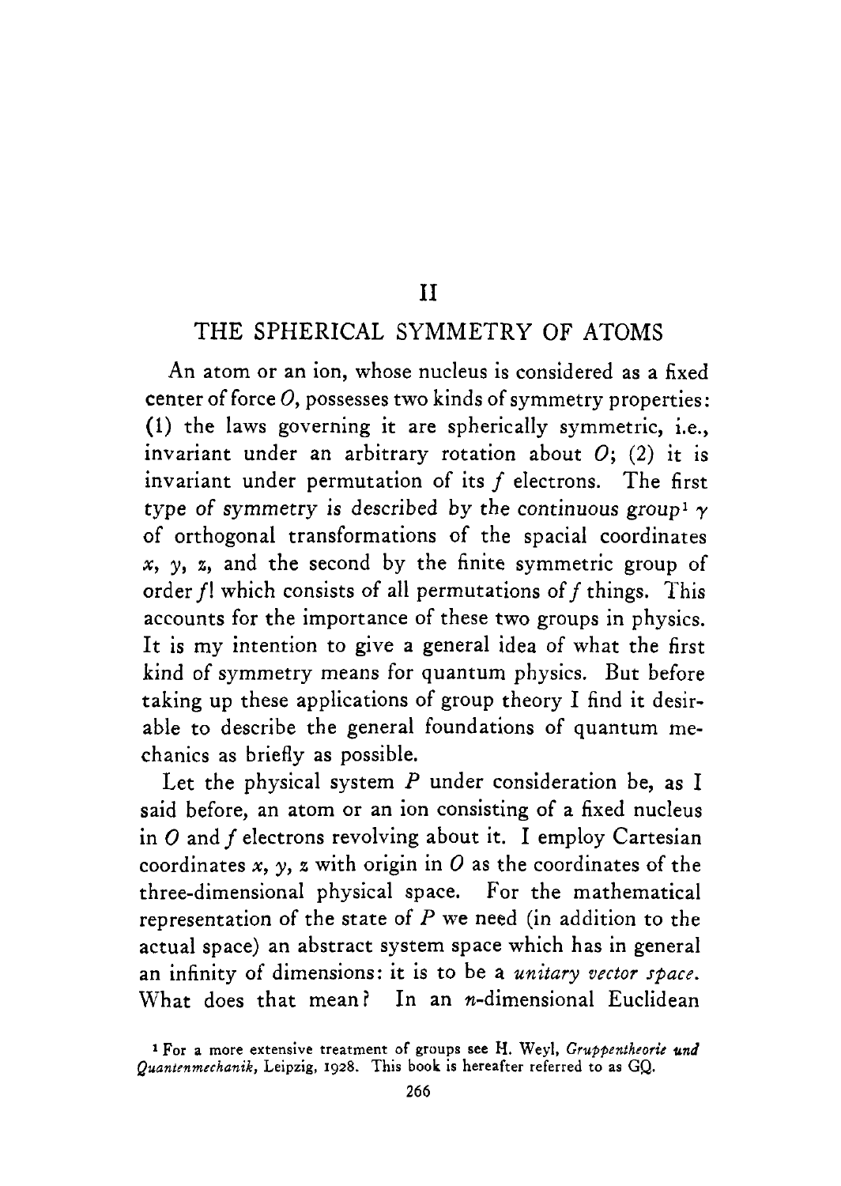# II

## THE SPHERICAL SYMMETRY OF ATOMS

An atom or an ion, whose nucleus is considered as a fixed center of force $O$, possesses two kinds of symmetry properties: (1) the laws governing it are spherically symmetric, i.e., invariant under an arbitrary rotation about $O$; (2) it is invariant under permutation of its $f$ electrons. The first type of symmetry is described by the continuous group[1] $\gamma$ of orthogonal transformations of the spacial coordinates $x$, $y$, $z$, and the second by the finite symmetric group of order $f!$ which consists of all permutations of $f$ things. This accounts for the importance of these two groups in physics. It is my intention to give a general idea of what the first kind of symmetry means for quantum physics. But before taking up these applications of group theory I find it desirable to describe the general foundations of quantum mechanics as briefly as possible.

Let the physical system $P$ under consideration be, as I said before, an atom or an ion consisting of a fixed nucleus in $O$ and $f$ electrons revolving about it. I employ Cartesian coordinates $x$, $y$, $z$ with origin in $O$ as the coordinates of the three-dimensional physical space. For the mathematical representation of the state of $P$ we need (in addition to the actual space) an abstract system space which has in general an infinity of dimensions: it is to be a *unitary vector space*. What does that mean? In an $n$-dimensional Euclidean

[1] For a more extensive treatment of groups see H. Weyl, *Gruppentheorie und Quantenmechanik*, Leipzig, 1928. This book is hereafter referred to as GQ.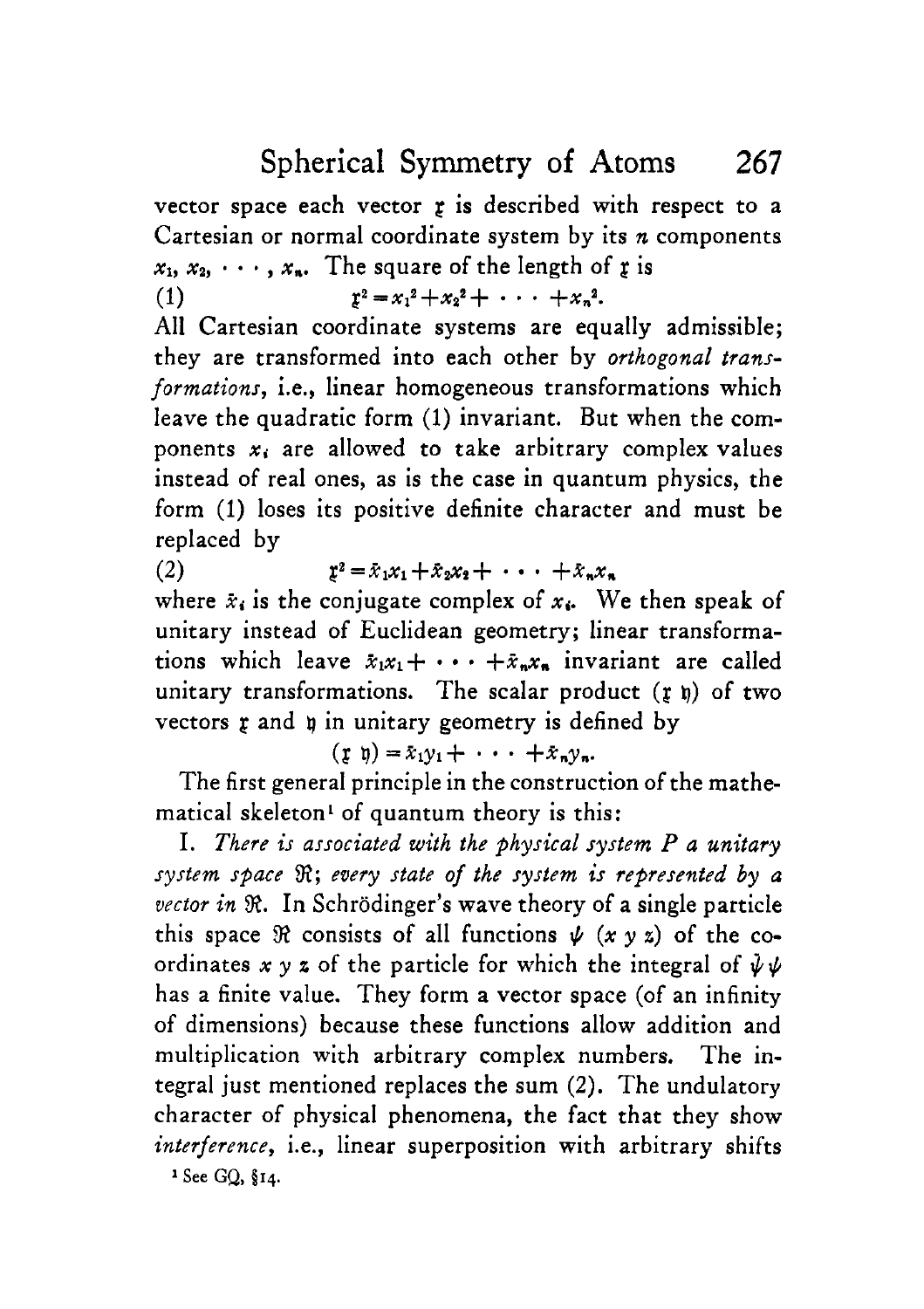vector space each vector $\mathfrak{x}$ is described with respect to a Cartesian or normal coordinate system by its $n$ components $x_1, x_2, \cdots, x_n$. The square of the length of $\mathfrak{x}$ is

$$\mathfrak{x}^2 = x_1^2 + x_2^2 + \cdots + x_n^2. \tag{1}$$

All Cartesian coordinate systems are equally admissible; they are transformed into each other by *orthogonal transformations*, i.e., linear homogeneous transformations which leave the quadratic form (1) invariant. But when the components $x_i$ are allowed to take arbitrary complex values instead of real ones, as is the case in quantum physics, the form (1) loses its positive definite character and must be replaced by

$$\mathfrak{x}^2 = \bar{x}_1 x_1 + \bar{x}_2 x_2 + \cdots + \bar{x}_n x_n \tag{2}$$

where $\bar{x}_i$ is the conjugate complex of $x_i$. We then speak of unitary instead of Euclidean geometry; linear transformations which leave $\bar{x}_1 x_1 + \cdots + \bar{x}_n x_n$ invariant are called unitary transformations. The scalar product $(\mathfrak{x}\,\mathfrak{y})$ of two vectors $\mathfrak{x}$ and $\mathfrak{y}$ in unitary geometry is defined by

$$(\mathfrak{x}\,\mathfrak{y}) = \bar{x}_1 y_1 + \cdots + \bar{x}_n y_n.$$

The first general principle in the construction of the mathematical skeleton[1] of quantum theory is this:

I. *There is associated with the physical system P a unitary system space* $\mathfrak{R}$; *every state of the system is represented by a vector in* $\mathfrak{R}$. In Schrödinger's wave theory of a single particle this space $\mathfrak{R}$ consists of all functions $\psi\ (x\ y\ z)$ of the coordinates $x\ y\ z$ of the particle for which the integral of $\bar{\psi}\psi$ has a finite value. They form a vector space (of an infinity of dimensions) because these functions allow addition and multiplication with arbitrary complex numbers. The integral just mentioned replaces the sum (2). The undulatory character of physical phenomena, the fact that they show *interference*, i.e., linear superposition with arbitrary shifts

[1] See GQ, §14.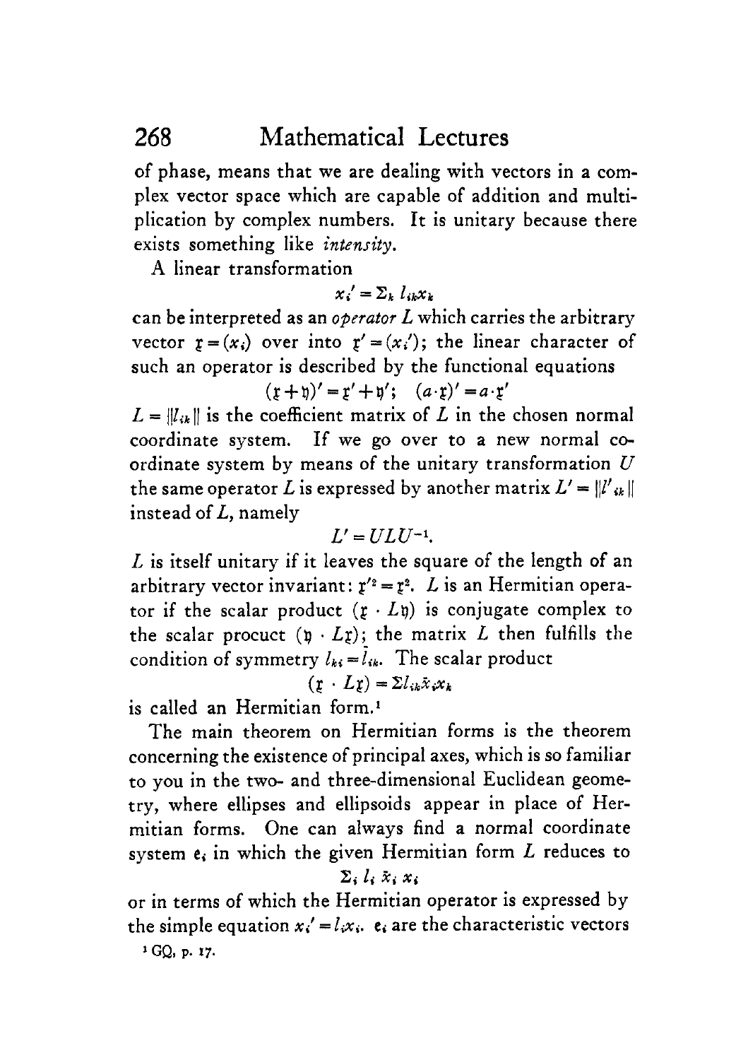of phase, means that we are dealing with vectors in a complex vector space which are capable of addition and multiplication by complex numbers. It is unitary because there exists something like *intensity*.

A linear transformation

$$x_i' = \Sigma_k \, l_{ik} x_k$$

can be interpreted as an *operator* $L$ which carries the arbitrary vector $\mathfrak{x} = (x_i)$ over into $\mathfrak{x}' = (x_i')$; the linear character of such an operator is described by the functional equations

$$(\mathfrak{x} + \mathfrak{y})' = \mathfrak{x}' + \mathfrak{y}'; \quad (a \cdot \mathfrak{x})' = a \cdot \mathfrak{x}'$$

$L = \| l_{ik} \|$ is the coefficient matrix of $L$ in the chosen normal coordinate system. If we go over to a new normal coordinate system by means of the unitary transformation $U$ the same operator $L$ is expressed by another matrix $L' = \| l'_{ik} \|$ instead of $L$, namely

$$L' = ULU^{-1}.$$

$L$ is itself unitary if it leaves the square of the length of an arbitrary vector invariant: $\mathfrak{x}'^2 = \mathfrak{x}^2$. $L$ is an Hermitian operator if the scalar product $(\mathfrak{x} \cdot L\mathfrak{y})$ is conjugate complex to the scalar procuct $(\mathfrak{y} \cdot L\mathfrak{x})$; the matrix $L$ then fulfills the condition of symmetry $l_{ki} = \bar{l}_{ik}$. The scalar product

$$(\mathfrak{x} \cdot L\mathfrak{x}) = \Sigma l_{ik} \bar{x}_i x_k$$

is called an Hermitian form.[1]

The main theorem on Hermitian forms is the theorem concerning the existence of principal axes, which is so familiar to you in the two- and three-dimensional Euclidean geometry, where ellipses and ellipsoids appear in place of Hermitian forms. One can always find a normal coordinate system $\mathfrak{e}_i$ in which the given Hermitian form $L$ reduces to

$$\Sigma_i \, l_i \, \bar{x}_i \, x_i$$

or in terms of which the Hermitian operator is expressed by the simple equation $x_i' = l_i x_i$. $\mathfrak{e}_i$ are the characteristic vectors

[1] GQ, p. 17.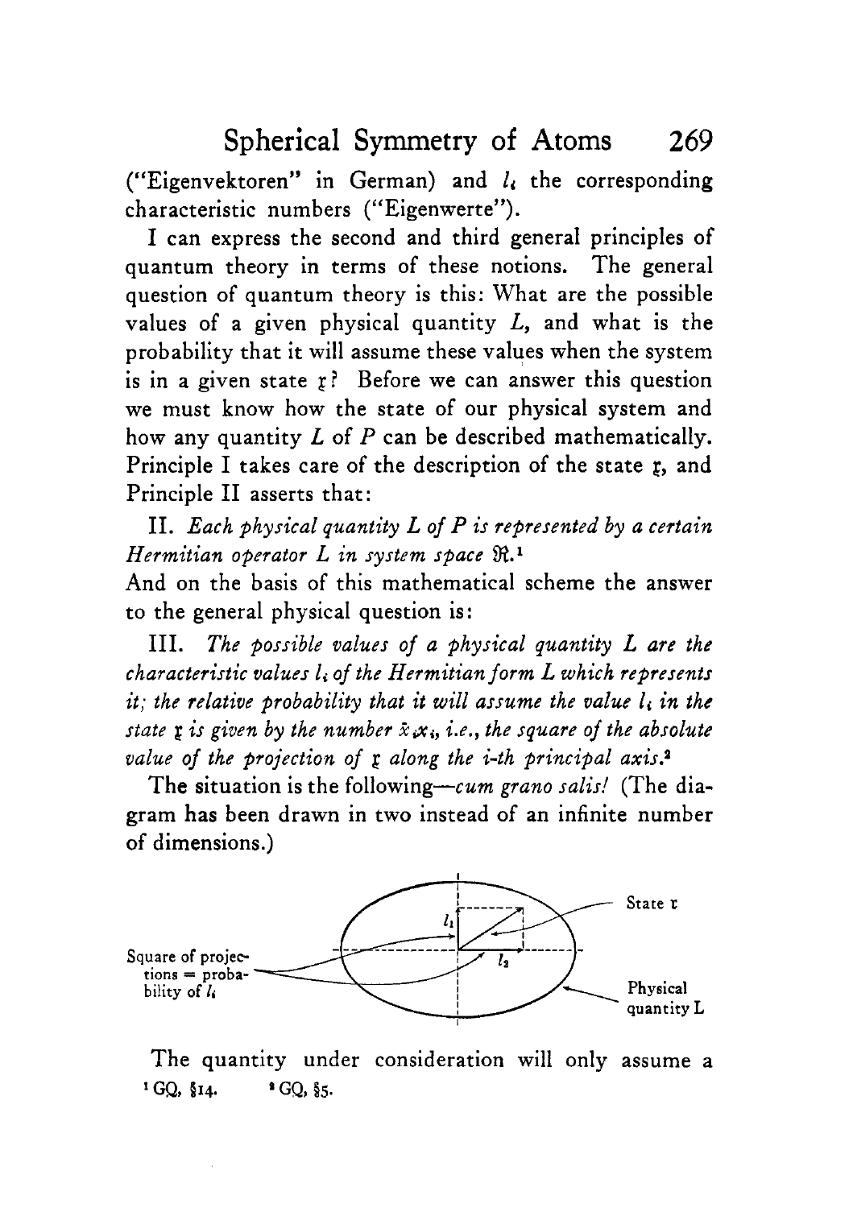("Eigenvektoren" in German) and $l_i$ the corresponding characteristic numbers ("Eigenwerte").

I can express the second and third general principles of quantum theory in terms of these notions. The general question of quantum theory is this: What are the possible values of a given physical quantity $L$, and what is the probability that it will assume these values when the system is in a given state $\mathfrak{x}$? Before we can answer this question we must know how the state of our physical system and how any quantity $L$ of $P$ can be described mathematically. Principle I takes care of the description of the state $\mathfrak{x}$, and Principle II asserts that:

II. *Each physical quantity $L$ of $P$ is represented by a certain Hermitian operator $L$ in system space $\mathfrak{R}$.*[1]

And on the basis of this mathematical scheme the answer to the general physical question is:

III. *The possible values of a physical quantity $L$ are the characteristic values $l_i$ of the Hermitian form $L$ which represents it; the relative probability that it will assume the value $l_i$ in the state $\mathfrak{x}$ is given by the number $\bar{x}_i x_i$, i.e., the square of the absolute value of the projection of $\mathfrak{x}$ along the i-th principal axis.*[2]

The situation is the following—*cum grano salis!* (The diagram has been drawn in two instead of an infinite number of dimensions.)

Square of projections = probability of $l_i$ — $l_1$ — $l_2$ — State $\mathfrak{x}$ — Physical quantity L

The quantity under consideration will only assume a

[1] GQ, §14. [2] GQ, §5.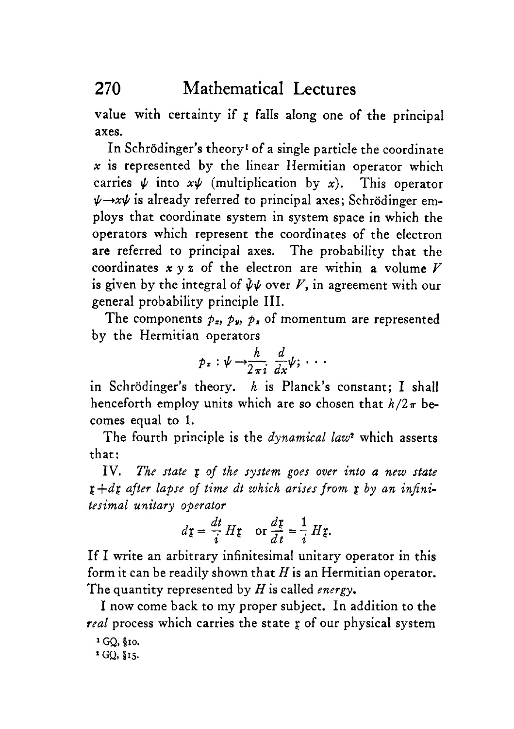value with certainty if $\mathfrak{x}$ falls along one of the principal axes.

In Schrödinger's theory[1] of a single particle the coordinate $x$ is represented by the linear Hermitian operator which carries $\psi$ into $x\psi$ (multiplication by $x$). This operator $\psi \rightarrow x\psi$ is already referred to principal axes; Schrödinger employs that coordinate system in system space in which the operators which represent the coordinates of the electron are referred to principal axes. The probability that the coordinates $x\ y\ z$ of the electron are within a volume $V$ is given by the integral of $\bar{\psi}\psi$ over $V$, in agreement with our general probability principle III.

The components $p_x$, $p_y$, $p_z$ of momentum are represented by the Hermitian operators

$$p_x : \psi \rightarrow \frac{h}{2\pi i} \frac{d}{dx}\psi; \cdots$$

in Schrödinger's theory. $h$ is Planck's constant; I shall henceforth employ units which are so chosen that $h/2\pi$ becomes equal to 1.

The fourth principle is the *dynamical law*[2] which asserts that:

IV. *The state $\mathfrak{x}$ of the system goes over into a new state $\mathfrak{x} + d\mathfrak{x}$ after lapse of time $dt$ which arises from $\mathfrak{x}$ by an infinitesimal unitary operator*

$$d\mathfrak{x} = \frac{dt}{i} H\mathfrak{x} \quad \text{or} \quad \frac{d\mathfrak{x}}{dt} = \frac{1}{i} H\mathfrak{x}.$$

If I write an arbitrary infinitesimal unitary operator in this form it can be readily shown that $H$ is an Hermitian operator. The quantity represented by $H$ is called *energy*.

I now come back to my proper subject. In addition to the *real* process which carries the state $\mathfrak{x}$ of our physical system

[1] GQ, §10.

[2] GQ, §15.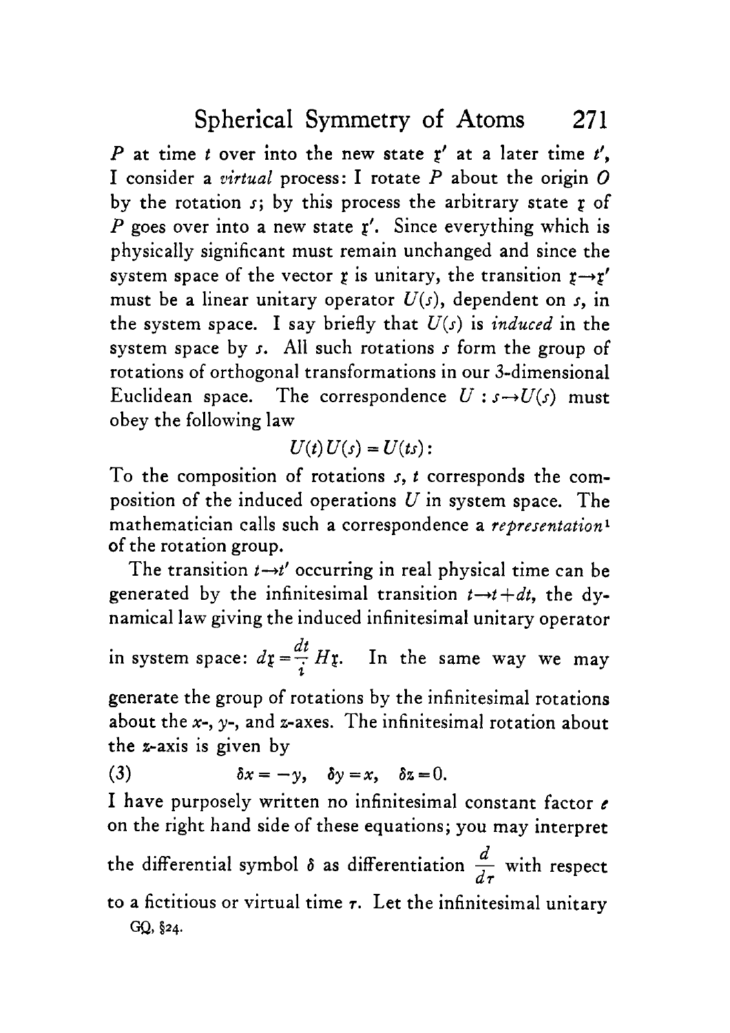$P$ at time $t$ over into the new state $\mathfrak{x}'$ at a later time $t'$, I consider a *virtual* process: I rotate $P$ about the origin $O$ by the rotation $s$; by this process the arbitrary state $\mathfrak{x}$ of $P$ goes over into a new state $\mathfrak{x}'$. Since everything which is physically significant must remain unchanged and since the system space of the vector $\mathfrak{x}$ is unitary, the transition $\mathfrak{x} \rightarrow \mathfrak{x}'$ must be a linear unitary operator $U(s)$, dependent on $s$, in the system space. I say briefly that $U(s)$ is *induced* in the system space by $s$. All such rotations $s$ form the group of rotations of orthogonal transformations in our 3-dimensional Euclidean space. The correspondence $U : s \rightarrow U(s)$ must obey the following law

$$U(t)\,U(s) = U(ts):$$

To the composition of rotations $s$, $t$ corresponds the composition of the induced operations $U$ in system space. The mathematician calls such a correspondence a *representation*[1] of the rotation group.

The transition $t \rightarrow t'$ occurring in real physical time can be generated by the infinitesimal transition $t \rightarrow t + dt$, the dynamical law giving the induced infinitesimal unitary operator in system space: $d\mathfrak{x} = \frac{dt}{i} H\mathfrak{x}$. In the same way we may generate the group of rotations by the infinitesimal rotations about the $x$-, $y$-, and $z$-axes. The infinitesimal rotation about the $z$-axis is given by

$$\delta x = -y, \quad \delta y = x, \quad \delta z = 0. \tag{3}$$

I have purposely written no infinitesimal constant factor $\epsilon$ on the right hand side of these equations; you may interpret the differential symbol $\delta$ as differentiation $\frac{d}{d\tau}$ with respect to a fictitious or virtual time $\tau$. Let the infinitesimal unitary

[1] GQ, §24.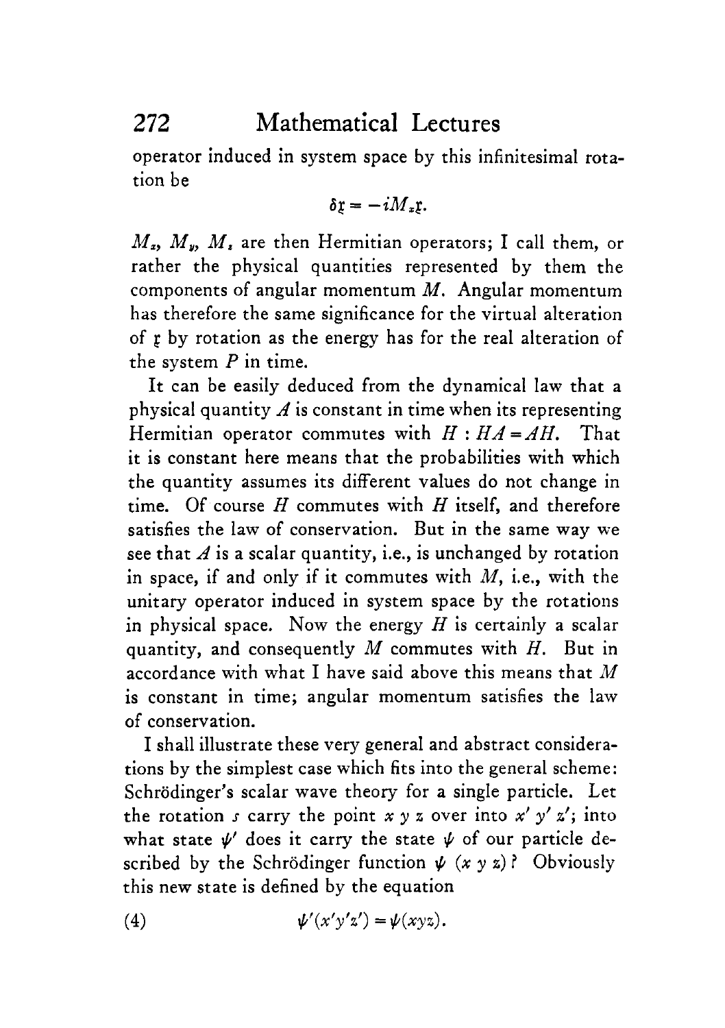operator induced in system space by this infinitesimal rotation be

$$\delta \mathfrak{x} = -iM_x \mathfrak{x}.$$

$M_x$, $M_y$, $M_z$ are then Hermitian operators; I call them, or rather the physical quantities represented by them the components of angular momentum $M$. Angular momentum has therefore the same significance for the virtual alteration of $\mathfrak{x}$ by rotation as the energy has for the real alteration of the system $P$ in time.

It can be easily deduced from the dynamical law that a physical quantity $A$ is constant in time when its representing Hermitian operator commutes with $H : HA = AH$. That it is constant here means that the probabilities with which the quantity assumes its different values do not change in time. Of course $H$ commutes with $H$ itself, and therefore satisfies the law of conservation. But in the same way we see that $A$ is a scalar quantity, i.e., is unchanged by rotation in space, if and only if it commutes with $M$, i.e., with the unitary operator induced in system space by the rotations in physical space. Now the energy $H$ is certainly a scalar quantity, and consequently $M$ commutes with $H$. But in accordance with what I have said above this means that $M$ is constant in time; angular momentum satisfies the law of conservation.

I shall illustrate these very general and abstract considerations by the simplest case which fits into the general scheme: Schrödinger's scalar wave theory for a single particle. Let the rotation $s$ carry the point $x\ y\ z$ over into $x'\ y'\ z'$; into what state $\psi'$ does it carry the state $\psi$ of our particle described by the Schrödinger function $\psi\ (x\ y\ z)$? Obviously this new state is defined by the equation

$$\psi'(x'y'z') = \psi(xyz). \tag{4}$$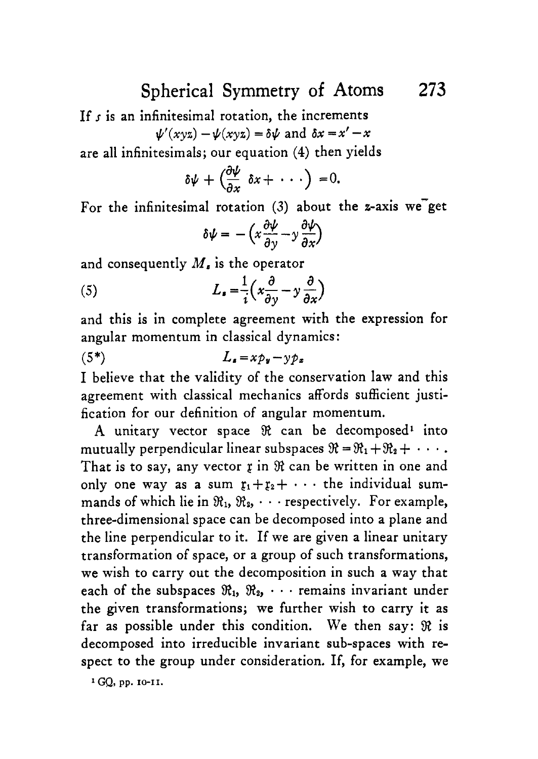If $s$ is an infinitesimal rotation, the increments

$$\psi'(xyz) - \psi(xyz) = \delta\psi \text{ and } \delta x = x' - x$$

are all infinitesimals; our equation (4) then yields

$$\delta\psi + \left(\frac{\partial\psi}{\partial x}\,\delta x + \cdots\right) = 0.$$

For the infinitesimal rotation (3) about the $z$-axis we get

$$\delta\psi = -\left(x\frac{\partial\psi}{\partial y} - y\frac{\partial\psi}{\partial x}\right)$$

and consequently $M_z$ is the operator

$$L_z = \frac{1}{i}\left(x\frac{\partial}{\partial y} - y\frac{\partial}{\partial x}\right) \tag{5}$$

and this is in complete agreement with the expression for angular momentum in classical dynamics:

$$L_z = xp_y - yp_x \tag{5*}$$

I believe that the validity of the conservation law and this agreement with classical mechanics affords sufficient justification for our definition of angular momentum.

A unitary vector space $\mathfrak{R}$ can be decomposed[1] into mutually perpendicular linear subspaces $\mathfrak{R} = \mathfrak{R}_1 + \mathfrak{R}_2 + \cdots$. That is to say, any vector $\mathfrak{x}$ in $\mathfrak{R}$ can be written in one and only one way as a sum $\mathfrak{x}_1 + \mathfrak{x}_2 + \cdots$ the individual summands of which lie in $\mathfrak{R}_1, \mathfrak{R}_2, \cdots$ respectively. For example, three-dimensional space can be decomposed into a plane and the line perpendicular to it. If we are given a linear unitary transformation of space, or a group of such transformations, we wish to carry out the decomposition in such a way that each of the subspaces $\mathfrak{R}_1, \mathfrak{R}_2, \cdots$ remains invariant under the given transformations; we further wish to carry it as far as possible under this condition. We then say: $\mathfrak{R}$ is decomposed into irreducible invariant sub-spaces with respect to the group under consideration. If, for example, we

[1] GQ, pp. 10-11.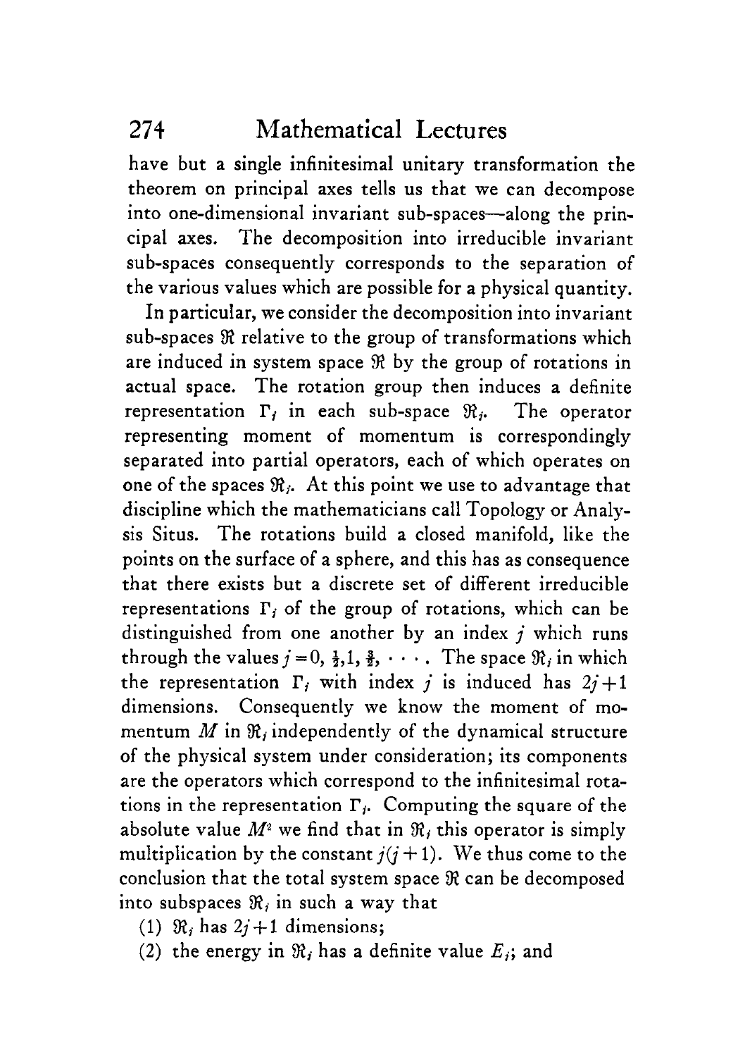have but a single infinitesimal unitary transformation the theorem on principal axes tells us that we can decompose into one-dimensional invariant sub-spaces—along the principal axes. The decomposition into irreducible invariant sub-spaces consequently corresponds to the separation of the various values which are possible for a physical quantity.

In particular, we consider the decomposition into invariant sub-spaces $\mathfrak{R}$ relative to the group of transformations which are induced in system space $\mathfrak{R}$ by the group of rotations in actual space. The rotation group then induces a definite representation $\Gamma_j$ in each sub-space $\mathfrak{R}_j$. The operator representing moment of momentum is correspondingly separated into partial operators, each of which operates on one of the spaces $\mathfrak{R}_j$. At this point we use to advantage that discipline which the mathematicians call Topology or Analysis Situs. The rotations build a closed manifold, like the points on the surface of a sphere, and this has as consequence that there exists but a discrete set of different irreducible representations $\Gamma_j$ of the group of rotations, which can be distinguished from one another by an index $j$ which runs through the values $j = 0, \frac{1}{2}, 1, \frac{3}{2}, \cdots$. The space $\mathfrak{R}_j$ in which the representation $\Gamma_j$ with index $j$ is induced has $2j+1$ dimensions. Consequently we know the moment of momentum $M$ in $\mathfrak{R}_j$ independently of the dynamical structure of the physical system under consideration; its components are the operators which correspond to the infinitesimal rotations in the representation $\Gamma_j$. Computing the square of the absolute value $M^2$ we find that in $\mathfrak{R}_j$ this operator is simply multiplication by the constant $j(j+1)$. We thus come to the conclusion that the total system space $\mathfrak{R}$ can be decomposed into subspaces $\mathfrak{R}_j$ in such a way that

(1) $\mathfrak{R}_j$ has $2j+1$ dimensions;

(2) the energy in $\mathfrak{R}_j$ has a definite value $E_j$; and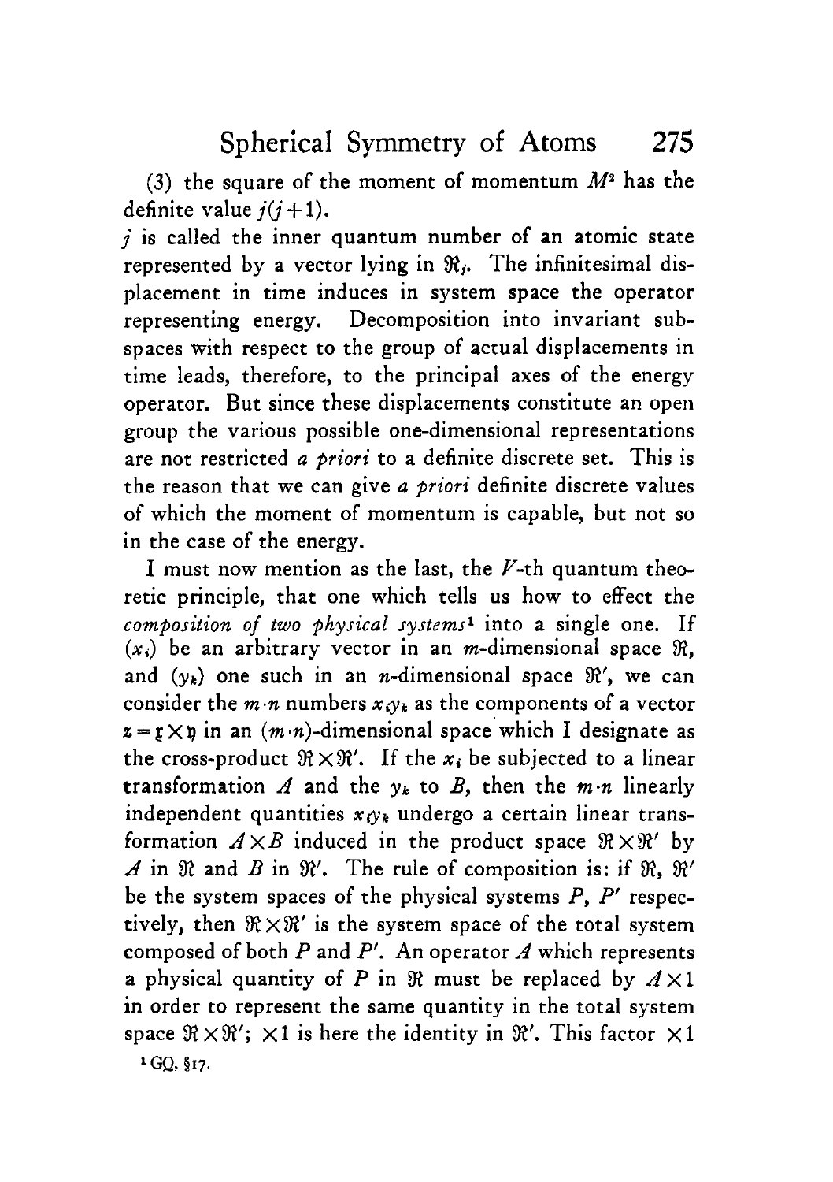(3) the square of the moment of momentum $M^2$ has the definite value $j(j+1)$.

$j$ is called the inner quantum number of an atomic state represented by a vector lying in $\mathfrak{R}_j$. The infinitesimal displacement in time induces in system space the operator representing energy. Decomposition into invariant subspaces with respect to the group of actual displacements in time leads, therefore, to the principal axes of the energy operator. But since these displacements constitute an open group the various possible one-dimensional representations are not restricted *a priori* to a definite discrete set. This is the reason that we can give *a priori* definite discrete values of which the moment of momentum is capable, but not so in the case of the energy.

I must now mention as the last, the $V$-th quantum theoretic principle, that one which tells us how to effect the *composition of two physical systems*[1] into a single one. If $(x_i)$ be an arbitrary vector in an $m$-dimensional space $\mathfrak{R}$, and $(y_k)$ one such in an $n$-dimensional space $\mathfrak{R}'$, we can consider the $m \cdot n$ numbers $x_i y_k$ as the components of a vector $\mathfrak{z} = \mathfrak{x} \times \mathfrak{y}$ in an $(m \cdot n)$-dimensional space which I designate as the cross-product $\mathfrak{R} \times \mathfrak{R}'$. If the $x_i$ be subjected to a linear transformation $A$ and the $y_k$ to $B$, then the $m \cdot n$ linearly independent quantities $x_i y_k$ undergo a certain linear transformation $A \times B$ induced in the product space $\mathfrak{R} \times \mathfrak{R}'$ by $A$ in $\mathfrak{R}$ and $B$ in $\mathfrak{R}'$. The rule of composition is: if $\mathfrak{R}$, $\mathfrak{R}'$ be the system spaces of the physical systems $P$, $P'$ respectively, then $\mathfrak{R} \times \mathfrak{R}'$ is the system space of the total system composed of both $P$ and $P'$. An operator $A$ which represents a physical quantity of $P$ in $\mathfrak{R}$ must be replaced by $A \times 1$ in order to represent the same quantity in the total system space $\mathfrak{R} \times \mathfrak{R}'$; $\times 1$ is here the identity in $\mathfrak{R}'$. This factor $\times 1$

[1] GQ, §17.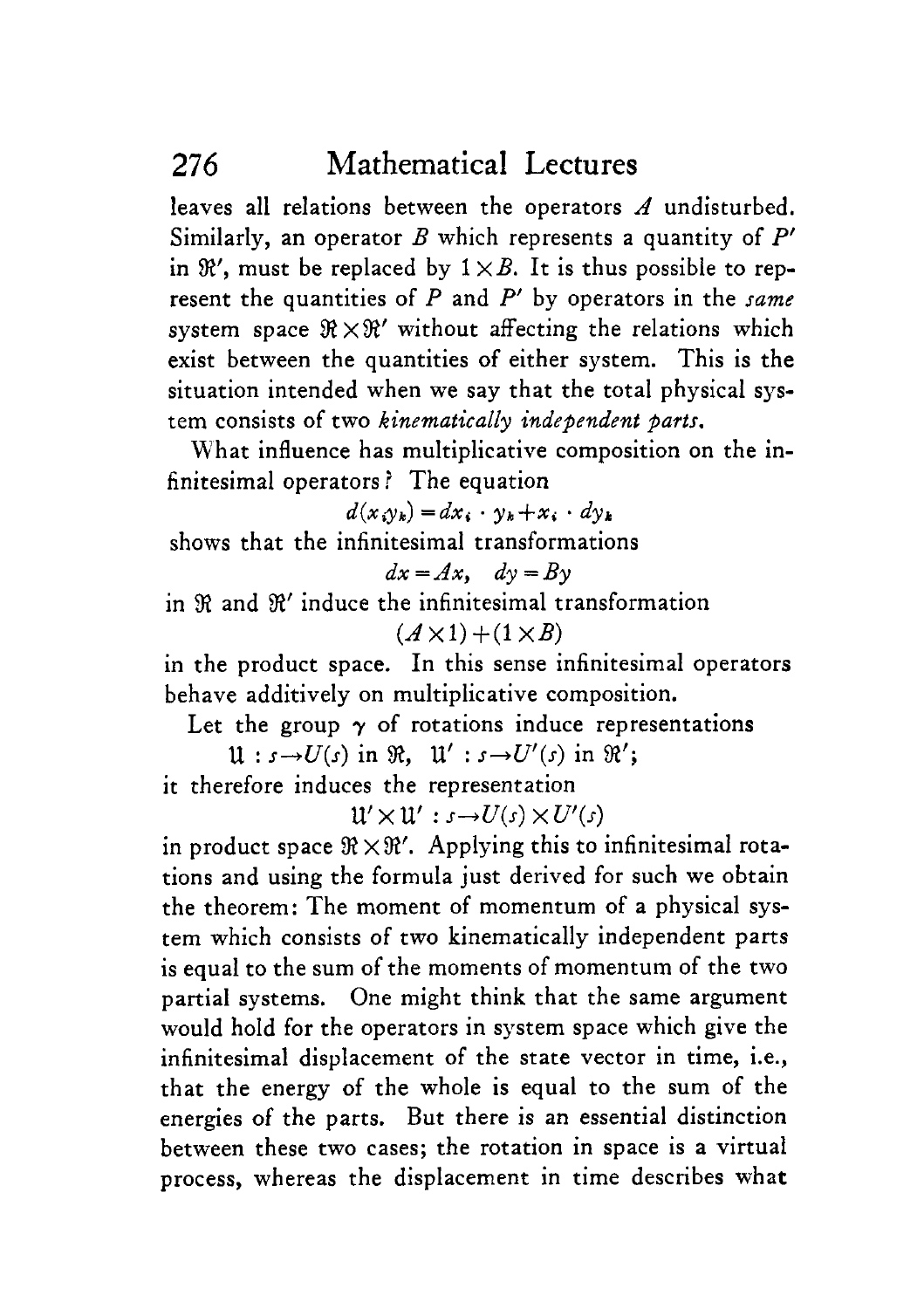leaves all relations between the operators $A$ undisturbed. Similarly, an operator $B$ which represents a quantity of $P'$ in $\mathfrak{R}'$, must be replaced by $1 \times B$. It is thus possible to represent the quantities of $P$ and $P'$ by operators in the *same* system space $\mathfrak{R} \times \mathfrak{R}'$ without affecting the relations which exist between the quantities of either system. This is the situation intended when we say that the total physical system consists of two *kinematically independent parts*.

What influence has multiplicative composition on the infinitesimal operators? The equation

$$d(x_i y_k) = dx_i \cdot y_k + x_i \cdot dy_k$$

shows that the infinitesimal transformations

$$dx = Ax, \quad dy = By$$

in $\mathfrak{R}$ and $\mathfrak{R}'$ induce the infinitesimal transformation

$$(A \times 1) + (1 \times B)$$

in the product space. In this sense infinitesimal operators behave additively on multiplicative composition.

Let the group $\gamma$ of rotations induce representations

$$\mathfrak{U} : s \rightarrow U(s) \text{ in } \mathfrak{R}, \quad \mathfrak{U}' : s \rightarrow U'(s) \text{ in } \mathfrak{R}';$$

it therefore induces the representation

$$\mathfrak{U}' \times \mathfrak{U}' : s \rightarrow U(s) \times U'(s)$$

in product space $\mathfrak{R} \times \mathfrak{R}'$. Applying this to infinitesimal rotations and using the formula just derived for such we obtain the theorem: The moment of momentum of a physical system which consists of two kinematically independent parts is equal to the sum of the moments of momentum of the two partial systems. One might think that the same argument would hold for the operators in system space which give the infinitesimal displacement of the state vector in time, i.e., that the energy of the whole is equal to the sum of the energies of the parts. But there is an essential distinction between these two cases; the rotation in space is a virtual process, whereas the displacement in time describes what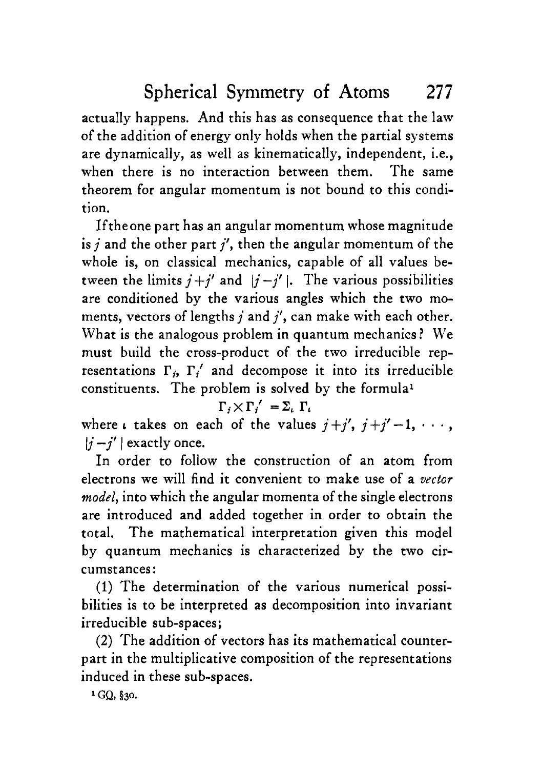actually happens. And this has as consequence that the law of the addition of energy only holds when the partial systems are dynamically, as well as kinematically, independent, i.e., when there is no interaction between them. The same theorem for angular momentum is not bound to this condition.

If the one part has an angular momentum whose magnitude is $j$ and the other part $j'$, then the angular momentum of the whole is, on classical mechanics, capable of all values between the limits $j+j'$ and $|j-j'|$. The various possibilities are conditioned by the various angles which the two moments, vectors of lengths $j$ and $j'$, can make with each other. What is the analogous problem in quantum mechanics? We must build the cross-product of the two irreducible representations $\Gamma_j$, $\Gamma_j'$ and decompose it into its irreducible constituents. The problem is solved by the formula[1]

$$\Gamma_j \times \Gamma_j' = \Sigma_\iota \, \Gamma_\iota$$

where $\iota$ takes on each of the values $j+j'$, $j+j'-1$, $\cdots$, $|j-j'|$ exactly once.

In order to follow the construction of an atom from electrons we will find it convenient to make use of a *vector model*, into which the angular momenta of the single electrons are introduced and added together in order to obtain the total. The mathematical interpretation given this model by quantum mechanics is characterized by the two circumstances:

(1) The determination of the various numerical possibilities is to be interpreted as decomposition into invariant irreducible sub-spaces;

(2) The addition of vectors has its mathematical counterpart in the multiplicative composition of the representations induced in these sub-spaces.

[1] GQ, §30.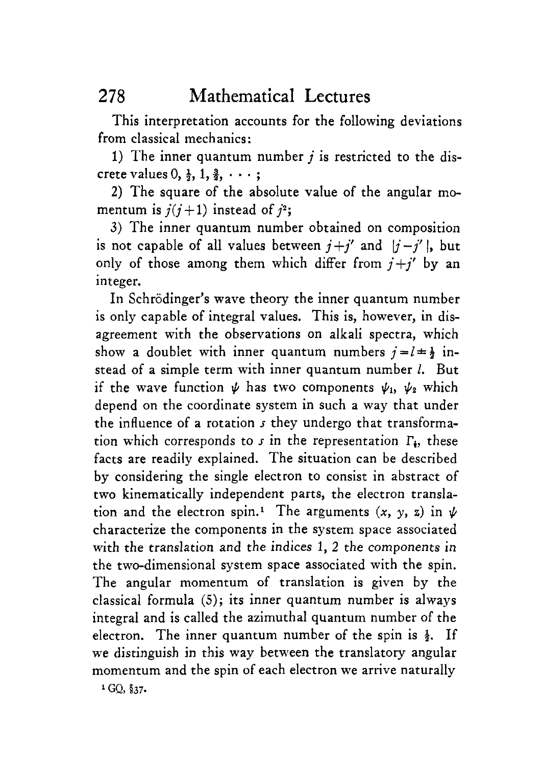This interpretation accounts for the following deviations from classical mechanics:

1) The inner quantum number $j$ is restricted to the discrete values $0, \frac{1}{2}, 1, \frac{3}{2}, \cdots$;

2) The square of the absolute value of the angular momentum is $j(j+1)$ instead of $j^2$;

3) The inner quantum number obtained on composition is not capable of all values between $j+j'$ and $|j-j'|$, but only of those among them which differ from $j+j'$ by an integer.

In Schrödinger's wave theory the inner quantum number is only capable of integral values. This is, however, in disagreement with the observations on alkali spectra, which show a doublet with inner quantum numbers $j=l\pm\frac{1}{2}$ instead of a simple term with inner quantum number $l$. But if the wave function $\psi$ has two components $\psi_1$, $\psi_2$ which depend on the coordinate system in such a way that under the influence of a rotation $s$ they undergo that transformation which corresponds to $s$ in the representation $\Gamma_{\frac{1}{2}}$, these facts are readily explained. The situation can be described by considering the single electron to consist in abstract of two kinematically independent parts, the electron translation and the electron spin.[1] The arguments $(x, y, z)$ in $\psi$ characterize the components in the system space associated with the translation and the indices 1, 2 the components in the two-dimensional system space associated with the spin. The angular momentum of translation is given by the classical formula (5); its inner quantum number is always integral and is called the azimuthal quantum number of the electron. The inner quantum number of the spin is $\frac{1}{2}$. If we distinguish in this way between the translatory angular momentum and the spin of each electron we arrive naturally

[1] GQ, §37.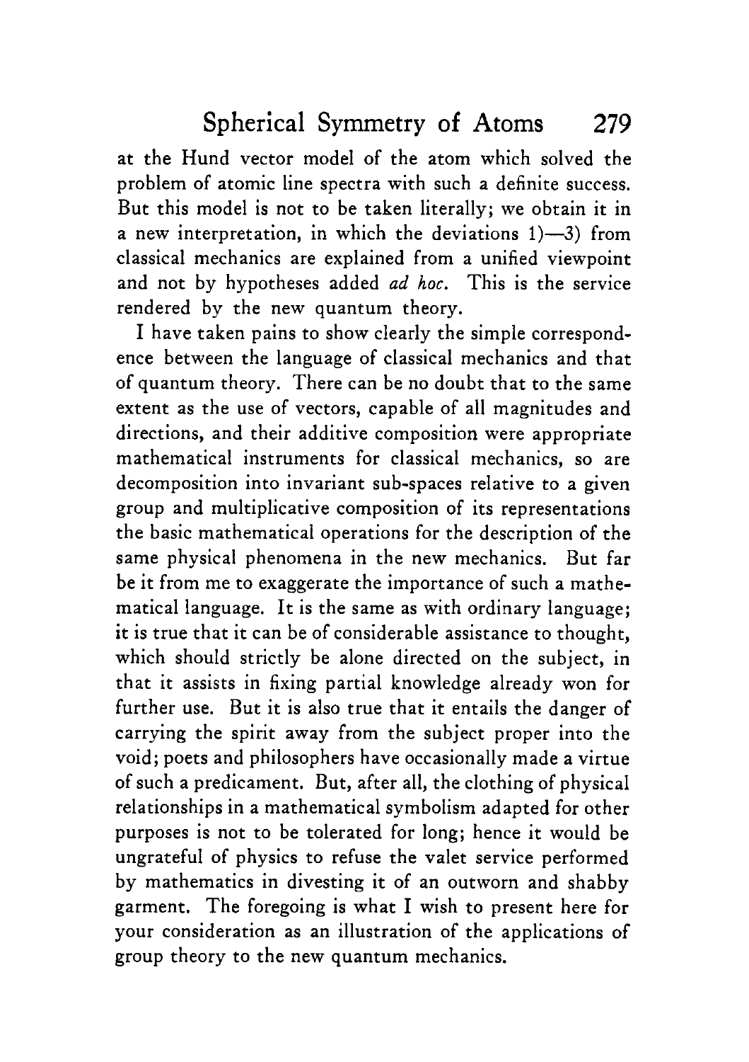at the Hund vector model of the atom which solved the problem of atomic line spectra with such a definite success. But this model is not to be taken literally; we obtain it in a new interpretation, in which the deviations 1)—3) from classical mechanics are explained from a unified viewpoint and not by hypotheses added *ad hoc*. This is the service rendered by the new quantum theory.

I have taken pains to show clearly the simple correspondence between the language of classical mechanics and that of quantum theory. There can be no doubt that to the same extent as the use of vectors, capable of all magnitudes and directions, and their additive composition were appropriate mathematical instruments for classical mechanics, so are decomposition into invariant sub-spaces relative to a given group and multiplicative composition of its representations the basic mathematical operations for the description of the same physical phenomena in the new mechanics. But far be it from me to exaggerate the importance of such a mathematical language. It is the same as with ordinary language; it is true that it can be of considerable assistance to thought, which should strictly be alone directed on the subject, in that it assists in fixing partial knowledge already won for further use. But it is also true that it entails the danger of carrying the spirit away from the subject proper into the void; poets and philosophers have occasionally made a virtue of such a predicament. But, after all, the clothing of physical relationships in a mathematical symbolism adapted for other purposes is not to be tolerated for long; hence it would be ungrateful of physics to refuse the valet service performed by mathematics in divesting it of an outworn and shabby garment. The foregoing is what I wish to present here for your consideration as an illustration of the applications of group theory to the new quantum mechanics.